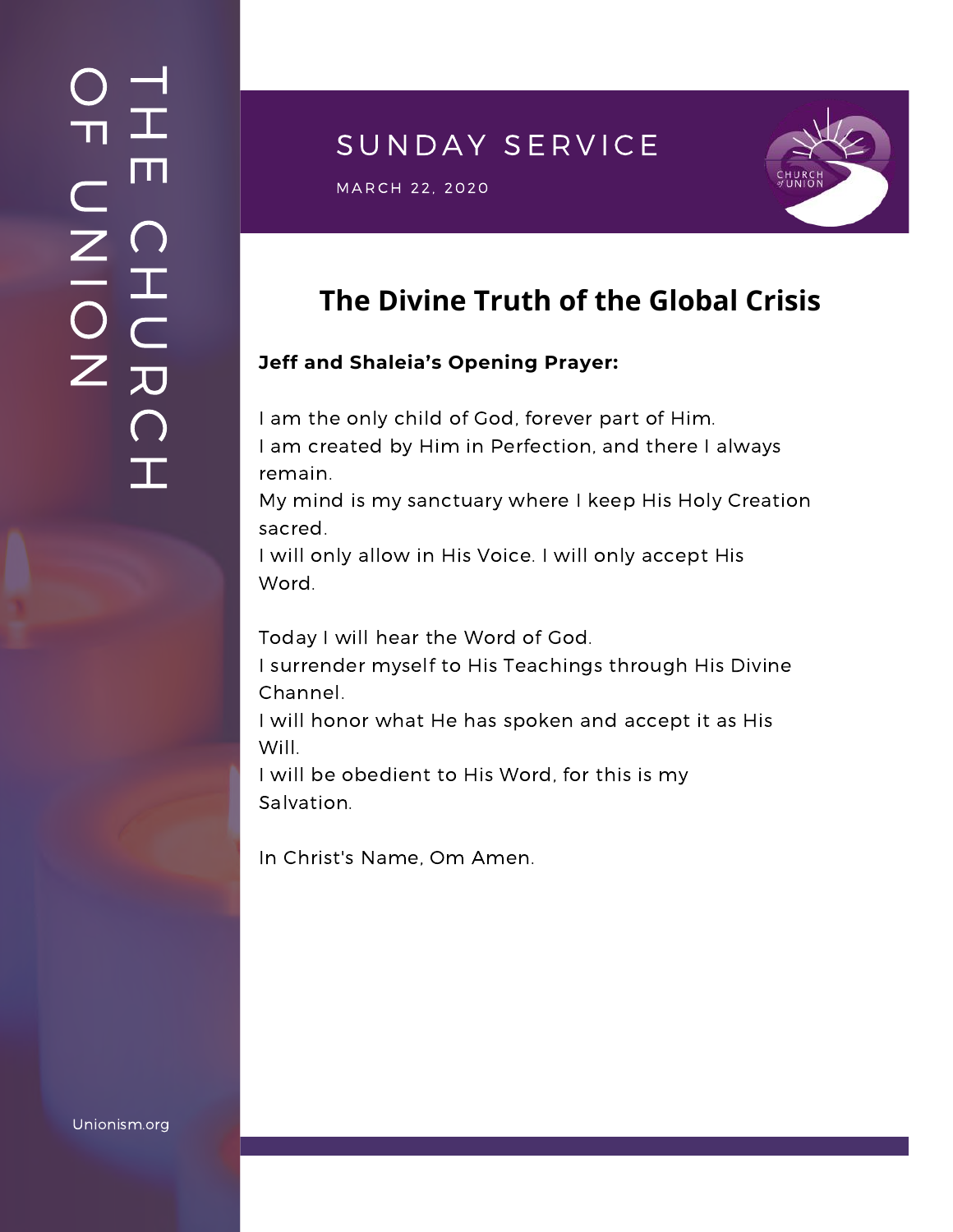# THE CHURCH OF UNION

## SUNDAY SERVICE

MARCH 22, 2020

# The Divine Truth of the Global Crisis

**Jeff and Shaleia's Opening Prayer:**

I am the only child of God, forever part of Him.
I am created by Him in Perfection, and there I always remain.
My mind is my sanctuary where I keep His Holy Creation sacred.
I will only allow in His Voice. I will only accept His Word.

Today I will hear the Word of God.
I surrender myself to His Teachings through His Divine Channel.
I will honor what He has spoken and accept it as His Will.
I will be obedient to His Word, for this is my Salvation.

In Christ's Name, Om Amen.

Unionism.org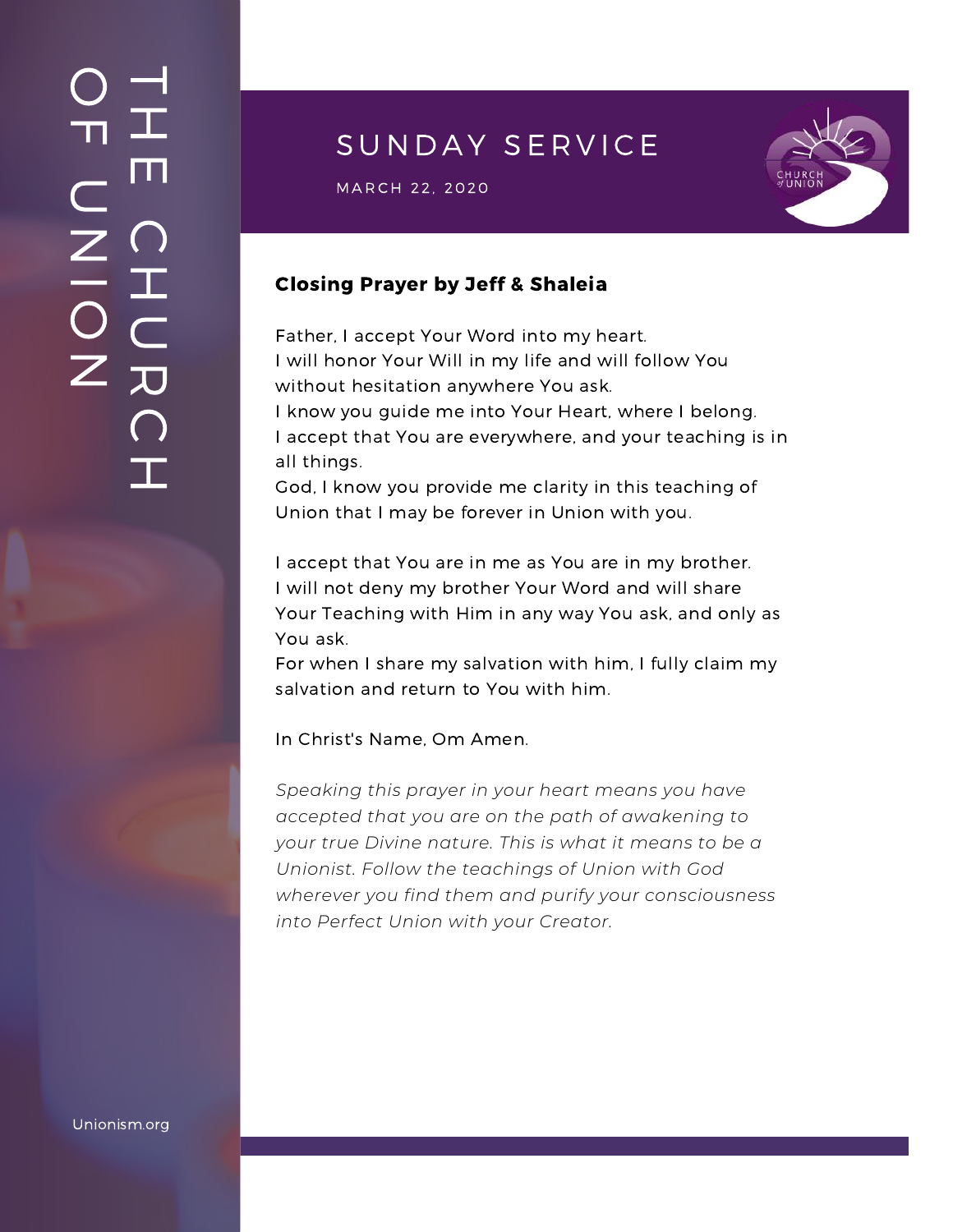## Closing Prayer by Jeff & Shaleia

Father, I accept Your Word into my heart.
I will honor Your Will in my life and will follow You without hesitation anywhere You ask.
I know you guide me into Your Heart, where I belong.
I accept that You are everywhere, and your teaching is in all things.
God, I know you provide me clarity in this teaching of Union that I may be forever in Union with you.

I accept that You are in me as You are in my brother.
I will not deny my brother Your Word and will share Your Teaching with Him in any way You ask, and only as You ask.
For when I share my salvation with him, I fully claim my salvation and return to You with him.

In Christ's Name, Om Amen.

*Speaking this prayer in your heart means you have accepted that you are on the path of awakening to your true Divine nature. This is what it means to be a Unionist. Follow the teachings of Union with God wherever you find them and purify your consciousness into Perfect Union with your Creator.*